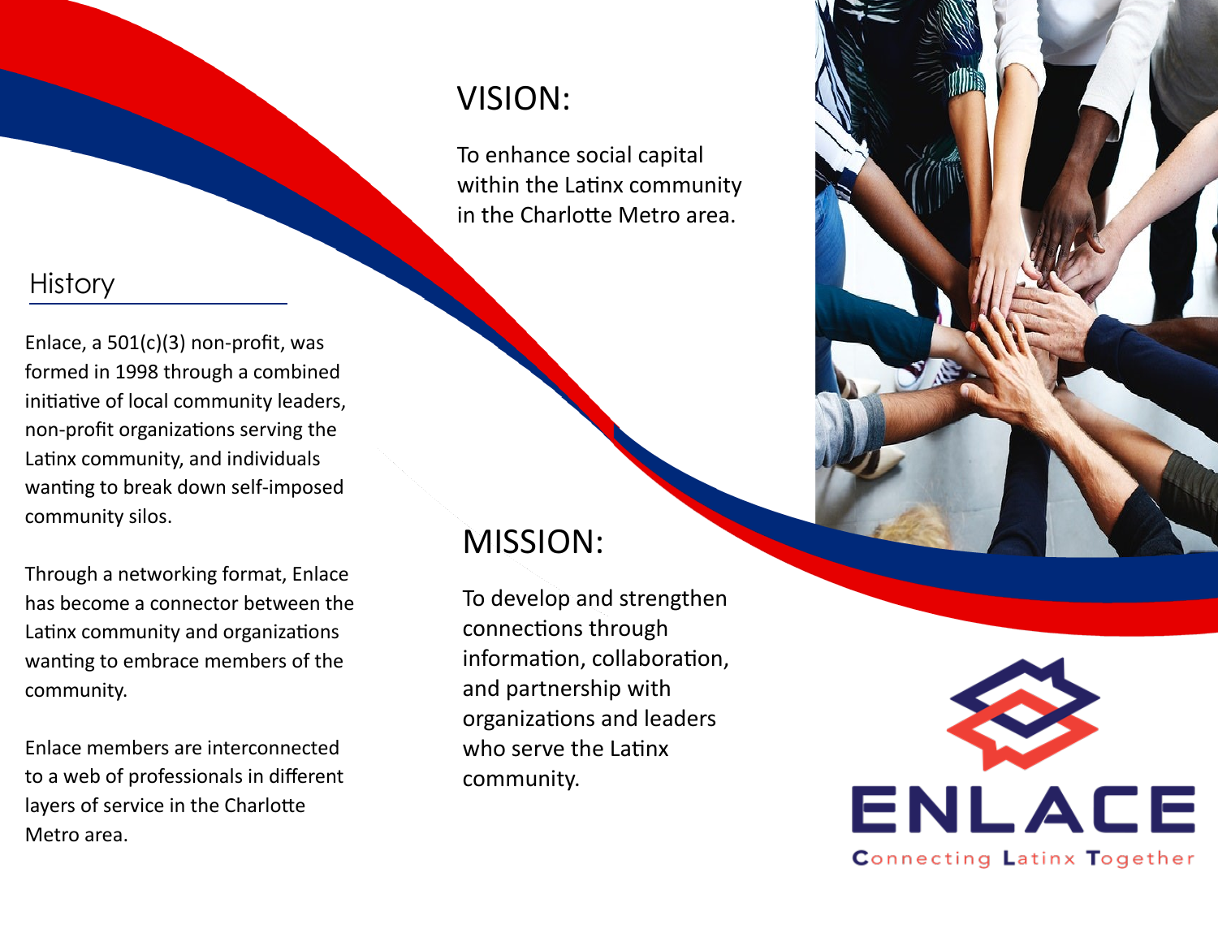## VISION:

To enhance social capital within the Latinx community in the Charlotte Metro area.

## History

Enlace, a 501(c)(3) non-profit, was formed in 1998 through a combined initiative of local community leaders, non-profit organizations serving the Latinx community, and individuals wanting to break down self-imposed community silos.

Through a networking format, Enlace has become a connector between the Latinx community and organizations wanting to embrace members of the community.

Enlace members are interconnected to a web of professionals in different layers of service in the Charlotte Metro area.

## MISSION:

To develop and strengthen connections through information, collaboration, and partnership with organizations and leaders who serve the Latinx community.

# ENLACE

Connecting Latinx Together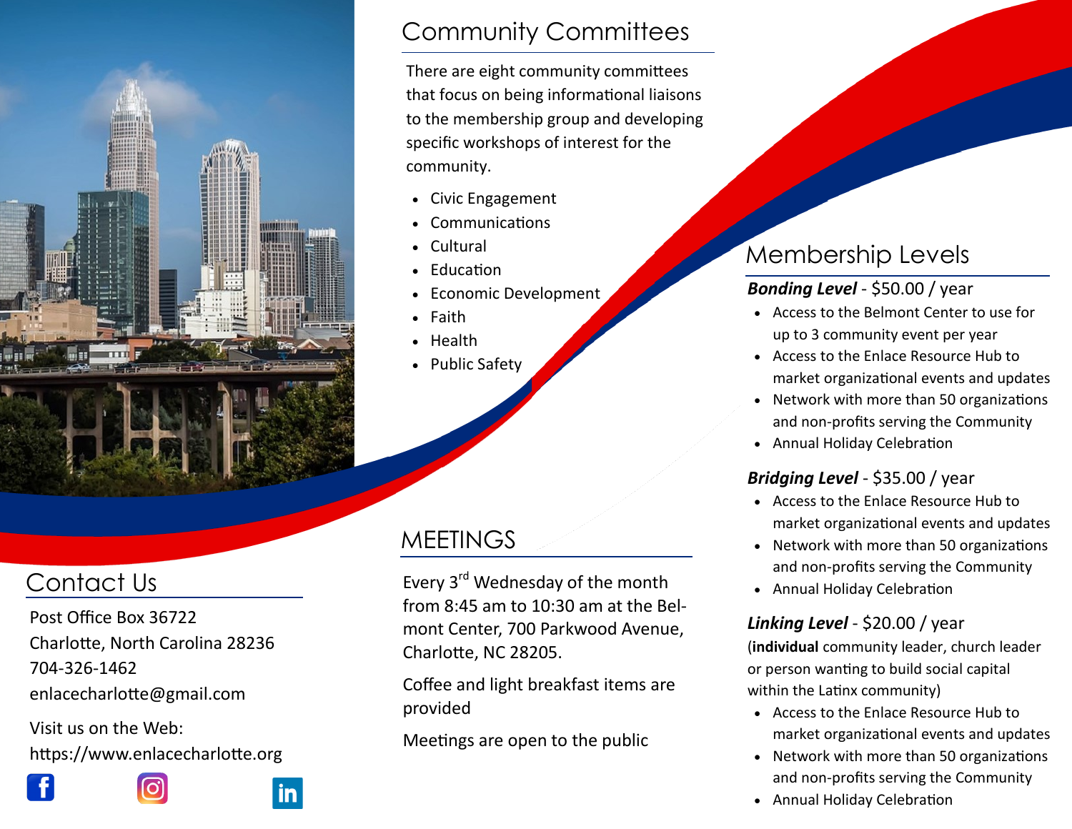## Community Committees

There are eight community committees that focus on being informational liaisons to the membership group and developing specific workshops of interest for the community.

- Civic Engagement
- Communications
- Cultural
- Education
- Economic Development
- Faith
- Health
- Public Safety

## MEETINGS

Every 3rd Wednesday of the month from 8:45 am to 10:30 am at the Belmont Center, 700 Parkwood Avenue, Charlotte, NC 28205.

Coffee and light breakfast items are provided

Meetings are open to the public

## Membership Levels

***Bonding Level*** - $50.00 / year

- Access to the Belmont Center to use for up to 3 community event per year
- Access to the Enlace Resource Hub to market organizational events and updates
- Network with more than 50 organizations and non-profits serving the Community
- Annual Holiday Celebration

***Bridging Level*** - $35.00 / year

- Access to the Enlace Resource Hub to market organizational events and updates
- Network with more than 50 organizations and non-profits serving the Community
- Annual Holiday Celebration

***Linking Level*** - $20.00 / year

(**individual** community leader, church leader or person wanting to build social capital within the Latinx community)

- Access to the Enlace Resource Hub to market organizational events and updates
- Network with more than 50 organizations and non-profits serving the Community
- Annual Holiday Celebration

## Contact Us

Post Office Box 36722
Charlotte, North Carolina 28236
704-326-1462
enlacecharlotte@gmail.com

Visit us on the Web:
https://www.enlacecharlotte.org